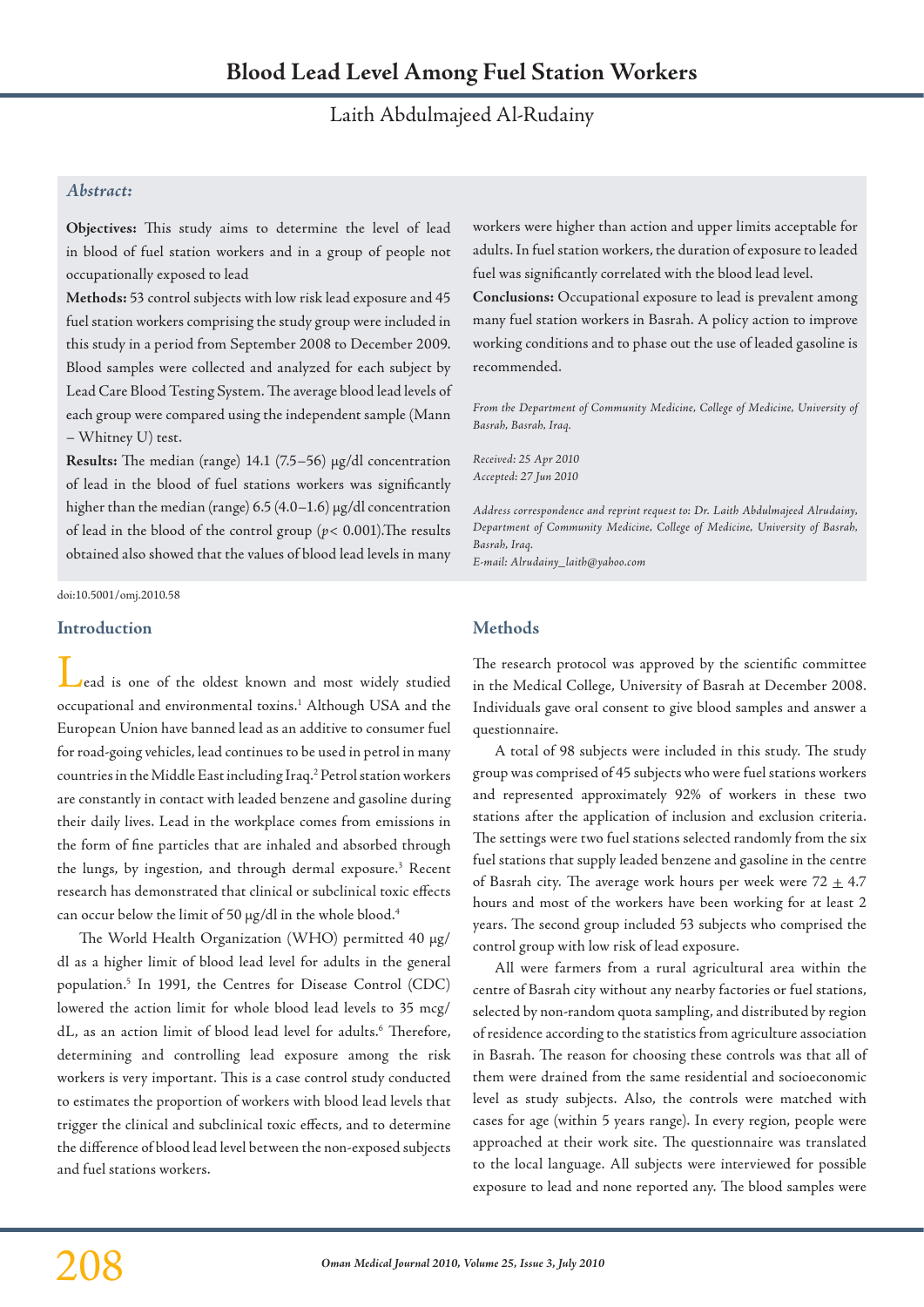# Blood Lead Level Among Fuel Station Workers

Laith Abdulmajeed Al-Rudainy

### *Abstract:*

**Objectives:** This study aims to determine the level of lead in blood of fuel station workers and in a group of people not occupationally exposed to lead

**Methods:** 53 control subjects with low risk lead exposure and 45 fuel station workers comprising the study group were included in this study in a period from September 2008 to December 2009. Blood samples were collected and analyzed for each subject by Lead Care Blood Testing System. The average blood lead levels of each group were compared using the independent sample (Mann – Whitney U) test.

**Results:** The median (range) 14.1 (7.5–56) µg/dl concentration of lead in the blood of fuel stations workers was significantly higher than the median (range) 6.5 (4.0–1.6) µg/dl concentration of lead in the blood of the control group ($p< 0.001$).The results obtained also showed that the values of blood lead levels in many workers were higher than action and upper limits acceptable for adults. In fuel station workers, the duration of exposure to leaded fuel was significantly correlated with the blood lead level.

**Conclusions:** Occupational exposure to lead is prevalent among many fuel station workers in Basrah. A policy action to improve working conditions and to phase out the use of leaded gasoline is recommended.

*From the Department of Community Medicine, College of Medicine, University of Basrah, Basrah, Iraq.*

*Received: 25 Apr 2010*
*Accepted: 27 Jun 2010*

*Address correspondence and reprint request to: Dr. Laith Abdulmajeed Alrudainy, Department of Community Medicine, College of Medicine, University of Basrah, Basrah, Iraq.*
*E-mail: Alrudainy_laith@yahoo.com*

doi:10.5001/omj.2010.58

## Introduction

Lead is one of the oldest known and most widely studied occupational and environmental toxins.[1] Although USA and the European Union have banned lead as an additive to consumer fuel for road-going vehicles, lead continues to be used in petrol in many countries in the Middle East including Iraq.[2] Petrol station workers are constantly in contact with leaded benzene and gasoline during their daily lives. Lead in the workplace comes from emissions in the form of fine particles that are inhaled and absorbed through the lungs, by ingestion, and through dermal exposure.[3] Recent research has demonstrated that clinical or subclinical toxic effects can occur below the limit of 50 µg/dl in the whole blood.[4]

The World Health Organization (WHO) permitted 40 µg/dl as a higher limit of blood lead level for adults in the general population.[5] In 1991, the Centres for Disease Control (CDC) lowered the action limit for whole blood lead levels to 35 mcg/dL, as an action limit of blood lead level for adults.[6] Therefore, determining and controlling lead exposure among the risk workers is very important. This is a case control study conducted to estimates the proportion of workers with blood lead levels that trigger the clinical and subclinical toxic effects, and to determine the difference of blood lead level between the non-exposed subjects and fuel stations workers.

## Methods

The research protocol was approved by the scientific committee in the Medical College, University of Basrah at December 2008. Individuals gave oral consent to give blood samples and answer a questionnaire.

A total of 98 subjects were included in this study. The study group was comprised of 45 subjects who were fuel stations workers and represented approximately 92% of workers in these two stations after the application of inclusion and exclusion criteria. The settings were two fuel stations selected randomly from the six fuel stations that supply leaded benzene and gasoline in the centre of Basrah city. The average work hours per week were 72 ± 4.7 hours and most of the workers have been working for at least 2 years. The second group included 53 subjects who comprised the control group with low risk of lead exposure.

All were farmers from a rural agricultural area within the centre of Basrah city without any nearby factories or fuel stations, selected by non-random quota sampling, and distributed by region of residence according to the statistics from agriculture association in Basrah. The reason for choosing these controls was that all of them were drained from the same residential and socioeconomic level as study subjects. Also, the controls were matched with cases for age (within 5 years range). In every region, people were approached at their work site. The questionnaire was translated to the local language. All subjects were interviewed for possible exposure to lead and none reported any. The blood samples were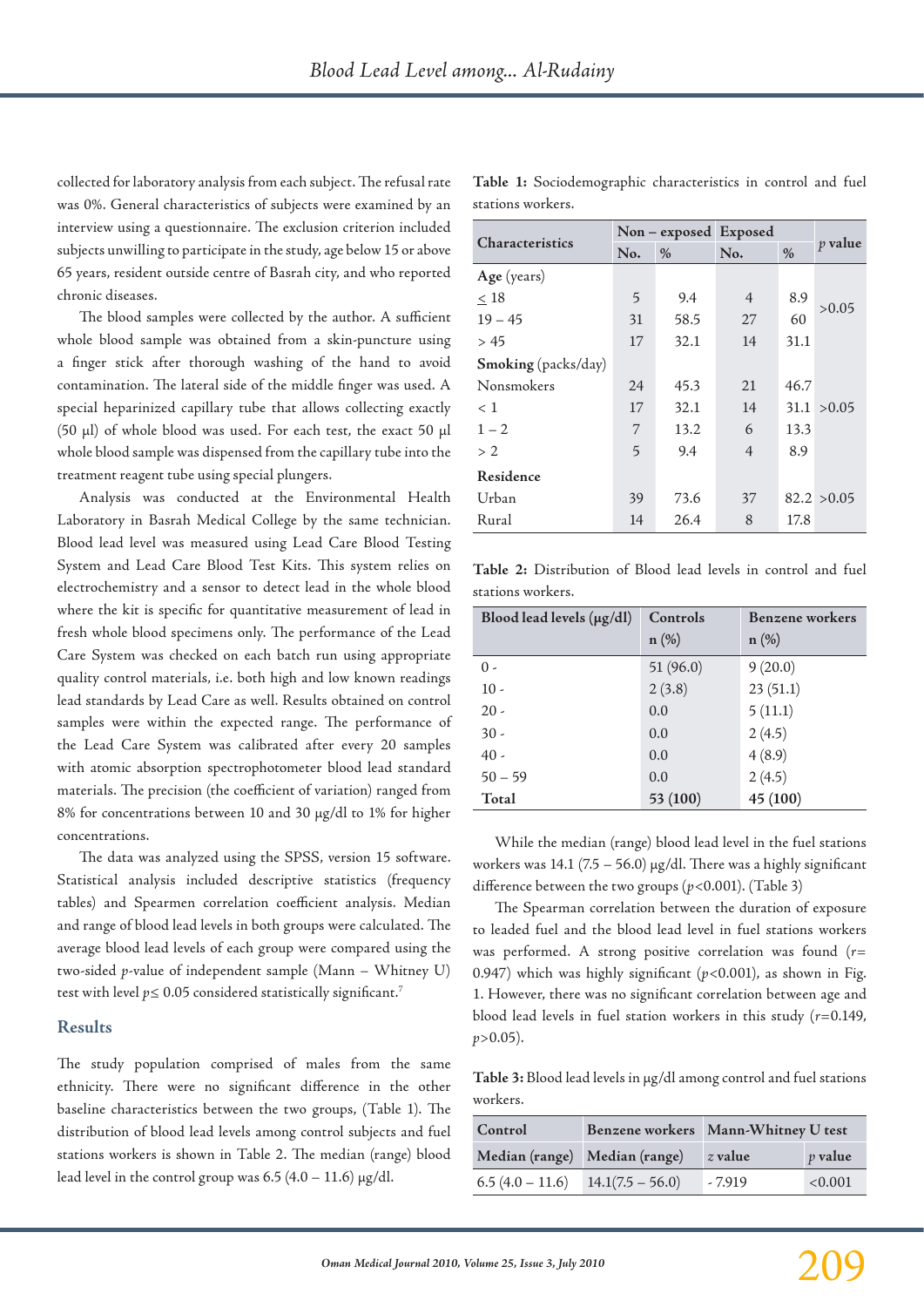collected for laboratory analysis from each subject. The refusal rate was 0%. General characteristics of subjects were examined by an interview using a questionnaire. The exclusion criterion included subjects unwilling to participate in the study, age below 15 or above 65 years, resident outside centre of Basrah city, and who reported chronic diseases.

The blood samples were collected by the author. A sufficient whole blood sample was obtained from a skin-puncture using a finger stick after thorough washing of the hand to avoid contamination. The lateral side of the middle finger was used. A special heparinized capillary tube that allows collecting exactly (50 µl) of whole blood was used. For each test, the exact 50 µl whole blood sample was dispensed from the capillary tube into the treatment reagent tube using special plungers.

Analysis was conducted at the Environmental Health Laboratory in Basrah Medical College by the same technician. Blood lead level was measured using Lead Care Blood Testing System and Lead Care Blood Test Kits. This system relies on electrochemistry and a sensor to detect lead in the whole blood where the kit is specific for quantitative measurement of lead in fresh whole blood specimens only. The performance of the Lead Care System was checked on each batch run using appropriate quality control materials, i.e. both high and low known readings lead standards by Lead Care as well. Results obtained on control samples were within the expected range. The performance of the Lead Care System was calibrated after every 20 samples with atomic absorption spectrophotometer blood lead standard materials. The precision (the coefficient of variation) ranged from 8% for concentrations between 10 and 30 µg/dl to 1% for higher concentrations.

The data was analyzed using the SPSS, version 15 software. Statistical analysis included descriptive statistics (frequency tables) and Spearmen correlation coefficient analysis. Median and range of blood lead levels in both groups were calculated. The average blood lead levels of each group were compared using the two-sided *p*-value of independent sample (Mann – Whitney U) test with level $p \leq 0.05$ considered statistically significant.[7]

## Results

The study population comprised of males from the same ethnicity. There were no significant difference in the other baseline characteristics between the two groups, (Table 1). The distribution of blood lead levels among control subjects and fuel stations workers is shown in Table 2. The median (range) blood lead level in the control group was 6.5 (4.0 – 11.6) µg/dl.

**Table 1:** Sociodemographic characteristics in control and fuel stations workers.

| Characteristics | Non – exposed | | Exposed | | *p* value |
|---|---|---|---|---|---|
| | No. | % | No. | % | |
| **Age** (years) | | | | | |
| ≤ 18 | 5 | 9.4 | 4 | 8.9 | >0.05 |
| 19 – 45 | 31 | 58.5 | 27 | 60 | |
| > 45 | 17 | 32.1 | 14 | 31.1 | |
| **Smoking** (packs/day) | | | | | |
| Nonsmokers | 24 | 45.3 | 21 | 46.7 | |
| < 1 | 17 | 32.1 | 14 | 31.1 | >0.05 |
| 1 – 2 | 7 | 13.2 | 6 | 13.3 | |
| > 2 | 5 | 9.4 | 4 | 8.9 | |
| **Residence** | | | | | |
| Urban | 39 | 73.6 | 37 | 82.2 | >0.05 |
| Rural | 14 | 26.4 | 8 | 17.8 | |

**Table 2:** Distribution of Blood lead levels in control and fuel stations workers.

| Blood lead levels (µg/dl) | Controls n (%) | Benzene workers n (%) |
|---|---|---|
| 0 - | 51 (96.0) | 9 (20.0) |
| 10 - | 2 (3.8) | 23 (51.1) |
| 20 - | 0.0 | 5 (11.1) |
| 30 - | 0.0 | 2 (4.5) |
| 40 - | 0.0 | 4 (8.9) |
| 50 – 59 | 0.0 | 2 (4.5) |
| **Total** | **53 (100)** | **45 (100)** |

While the median (range) blood lead level in the fuel stations workers was 14.1 (7.5 – 56.0) µg/dl. There was a highly significant difference between the two groups ($p<0.001$). (Table 3)

The Spearman correlation between the duration of exposure to leaded fuel and the blood lead level in fuel stations workers was performed. A strong positive correlation was found ($r=$ 0.947) which was highly significant ($p<0.001$), as shown in Fig. 1. However, there was no significant correlation between age and blood lead levels in fuel station workers in this study ($r=0.149$, $p>0.05$).

**Table 3:** Blood lead levels in µg/dl among control and fuel stations workers.

| Control | Benzene workers | Mann-Whitney U test | |
|---|---|---|---|
| Median (range) | Median (range) | *z* value | *p* value |
| 6.5 (4.0 – 11.6) | 14.1(7.5 – 56.0) | - 7.919 | <0.001 |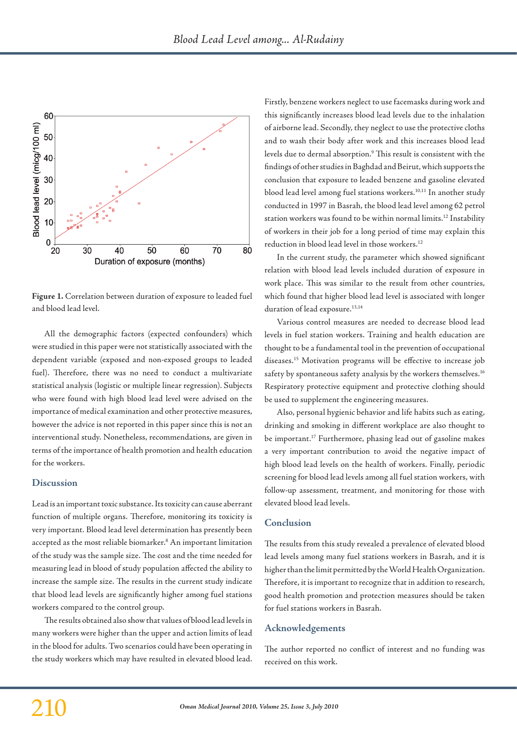**Figure 1.** Correlation between duration of exposure to leaded fuel and blood lead level.

All the demographic factors (expected confounders) which were studied in this paper were not statistically associated with the dependent variable (exposed and non-exposed groups to leaded fuel). Therefore, there was no need to conduct a multivariate statistical analysis (logistic or multiple linear regression). Subjects who were found with high blood lead level were advised on the importance of medical examination and other protective measures, however the advice is not reported in this paper since this is not an interventional study. Nonetheless, recommendations, are given in terms of the importance of health promotion and health education for the workers.

## Discussion

Lead is an important toxic substance. Its toxicity can cause aberrant function of multiple organs. Therefore, monitoring its toxicity is very important. Blood lead level determination has presently been accepted as the most reliable biomarker.[8] An important limitation of the study was the sample size. The cost and the time needed for measuring lead in blood of study population affected the ability to increase the sample size. The results in the current study indicate that blood lead levels are significantly higher among fuel stations workers compared to the control group.

The results obtained also show that values of blood lead levels in many workers were higher than the upper and action limits of lead in the blood for adults. Two scenarios could have been operating in the study workers which may have resulted in elevated blood lead. Firstly, benzene workers neglect to use facemasks during work and this significantly increases blood lead levels due to the inhalation of airborne lead. Secondly, they neglect to use the protective cloths and to wash their body after work and this increases blood lead levels due to dermal absorption.[9] This result is consistent with the findings of other studies in Baghdad and Beirut, which supports the conclusion that exposure to leaded benzene and gasoline elevated blood lead level among fuel stations workers.[10,11] In another study conducted in 1997 in Basrah, the blood lead level among 62 petrol station workers was found to be within normal limits.[12] Instability of workers in their job for a long period of time may explain this reduction in blood lead level in those workers.[12]

In the current study, the parameter which showed significant relation with blood lead levels included duration of exposure in work place. This was similar to the result from other countries, which found that higher blood lead level is associated with longer duration of lead exposure.[13,14]

Various control measures are needed to decrease blood lead levels in fuel station workers. Training and health education are thought to be a fundamental tool in the prevention of occupational diseases.[15] Motivation programs will be effective to increase job safety by spontaneous safety analysis by the workers themselves.[16] Respiratory protective equipment and protective clothing should be used to supplement the engineering measures.

Also, personal hygienic behavior and life habits such as eating, drinking and smoking in different workplace are also thought to be important.[17] Furthermore, phasing lead out of gasoline makes a very important contribution to avoid the negative impact of high blood lead levels on the health of workers. Finally, periodic screening for blood lead levels among all fuel station workers, with follow-up assessment, treatment, and monitoring for those with elevated blood lead levels.

## Conclusion

The results from this study revealed a prevalence of elevated blood lead levels among many fuel stations workers in Basrah, and it is higher than the limit permitted by the World Health Organization. Therefore, it is important to recognize that in addition to research, good health promotion and protection measures should be taken for fuel stations workers in Basrah.

## Acknowledgements

The author reported no conflict of interest and no funding was received on this work.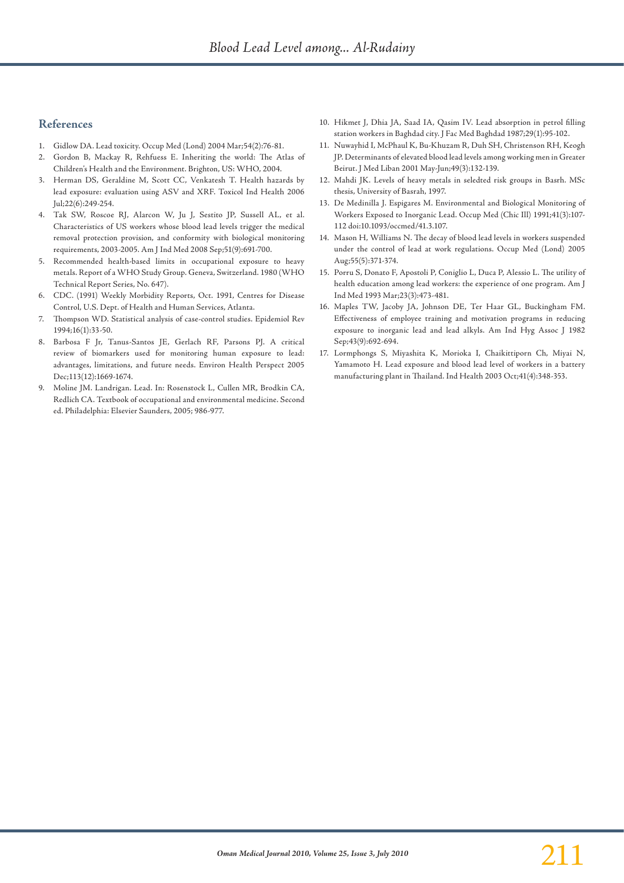## References

1. Gidlow DA. Lead toxicity. Occup Med (Lond) 2004 Mar;54(2):76-81.
2. Gordon B, Mackay R, Rehfuess E. Inheriting the world: The Atlas of Children's Health and the Environment. Brighton, US: WHO, 2004.
3. Herman DS, Geraldine M, Scott CC, Venkatesh T. Health hazards by lead exposure: evaluation using ASV and XRF. Toxicol Ind Health 2006 Jul;22(6):249-254.
4. Tak SW, Roscoe RJ, Alarcon W, Ju J, Sestito JP, Sussell AL, et al. Characteristics of US workers whose blood lead levels trigger the medical removal protection provision, and conformity with biological monitoring requirements, 2003-2005. Am J Ind Med 2008 Sep;51(9):691-700.
5. Recommended health-based limits in occupational exposure to heavy metals. Report of a WHO Study Group. Geneva, Switzerland. 1980 (WHO Technical Report Series, No. 647).
6. CDC. (1991) Weekly Morbidity Reports, Oct. 1991, Centres for Disease Control, U.S. Dept. of Health and Human Services, Atlanta.
7. Thompson WD. Statistical analysis of case-control studies. Epidemiol Rev 1994;16(1):33-50.
8. Barbosa F Jr, Tanus-Santos JE, Gerlach RF, Parsons PJ. A critical review of biomarkers used for monitoring human exposure to lead: advantages, limitations, and future needs. Environ Health Perspect 2005 Dec;113(12):1669-1674.
9. Moline JM. Landrigan. Lead. In: Rosenstock L, Cullen MR, Brodkin CA, Redlich CA. Textbook of occupational and environmental medicine. Second ed. Philadelphia: Elsevier Saunders, 2005; 986-977.
10. Hikmet J, Dhia JA, Saad IA, Qasim IV. Lead absorption in petrol filling station workers in Baghdad city. J Fac Med Baghdad 1987;29(1):95-102.
11. Nuwayhid I, McPhaul K, Bu-Khuzam R, Duh SH, Christenson RH, Keogh JP. Determinants of elevated blood lead levels among working men in Greater Beirut. J Med Liban 2001 May-Jun;49(3):132-139.
12. Mahdi JK. Levels of heavy metals in seledted risk groups in Basrh. MSc thesis, University of Basrah, 1997.
13. De Medinilla J. Espigares M. Environmental and Biological Monitoring of Workers Exposed to Inorganic Lead. Occup Med (Chic Ill) 1991;41(3):107-112 doi:10.1093/occmed/41.3.107.
14. Mason H, Williams N. The decay of blood lead levels in workers suspended under the control of lead at work regulations. Occup Med (Lond) 2005 Aug;55(5):371-374.
15. Porru S, Donato F, Apostoli P, Coniglio L, Duca P, Alessio L. The utility of health education among lead workers: the experience of one program. Am J Ind Med 1993 Mar;23(3):473-481.
16. Maples TW, Jacoby JA, Johnson DE, Ter Haar GL, Buckingham FM. Effectiveness of employee training and motivation programs in reducing exposure to inorganic lead and lead alkyls. Am Ind Hyg Assoc J 1982 Sep;43(9):692-694.
17. Lormphongs S, Miyashita K, Morioka I, Chaikittiporn Ch, Miyai N, Yamamoto H. Lead exposure and blood lead level of workers in a battery manufacturing plant in Thailand. Ind Health 2003 Oct;41(4):348-353.